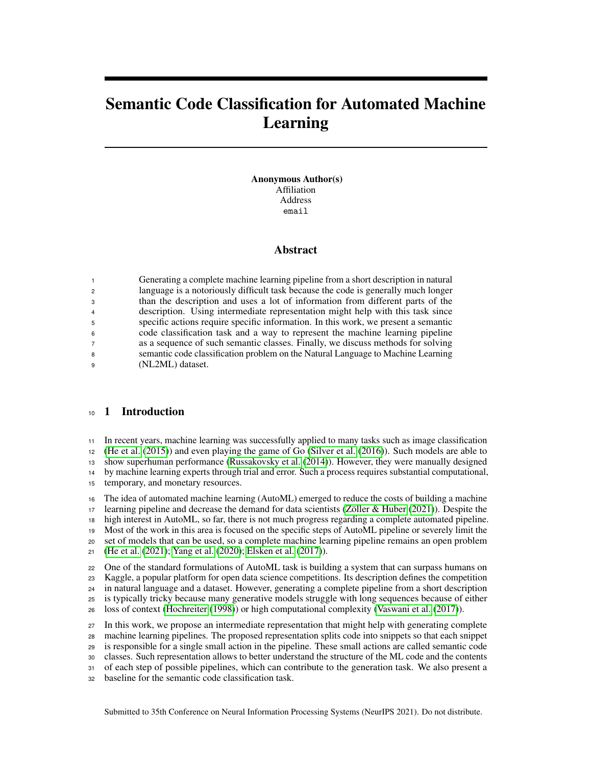# Semantic Code Classification for Automated Machine Learning

**Anonymous Author(s)**
Affiliation
Address
email

## Abstract

Generating a complete machine learning pipeline from a short description in natural language is a notoriously difficult task because the code is generally much longer than the description and uses a lot of information from different parts of the description. Using intermediate representation might help with this task since specific actions require specific information. In this work, we present a semantic code classification task and a way to represent the machine learning pipeline as a sequence of such semantic classes. Finally, we discuss methods for solving semantic code classification problem on the Natural Language to Machine Learning (NL2ML) dataset.

## 1 Introduction

In recent years, machine learning was successfully applied to many tasks such as image classification (He et al. (2015)) and even playing the game of Go (Silver et al. (2016)). Such models are able to show superhuman performance (Russakovsky et al. (2014)). However, they were manually designed by machine learning experts through trial and error. Such a process requires substantial computational, temporary, and monetary resources.

The idea of automated machine learning (AutoML) emerged to reduce the costs of building a machine learning pipeline and decrease the demand for data scientists (Zöller & Huber (2021)). Despite the high interest in AutoML, so far, there is not much progress regarding a complete automated pipeline. Most of the work in this area is focused on the specific steps of AutoML pipeline or severely limit the set of models that can be used, so a complete machine learning pipeline remains an open problem (He et al. (2021); Yang et al. (2020); Elsken et al. (2017)).

One of the standard formulations of AutoML task is building a system that can surpass humans on Kaggle, a popular platform for open data science competitions. Its description defines the competition in natural language and a dataset. However, generating a complete pipeline from a short description is typically tricky because many generative models struggle with long sequences because of either loss of context (Hochreiter (1998)) or high computational complexity (Vaswani et al. (2017)).

In this work, we propose an intermediate representation that might help with generating complete machine learning pipelines. The proposed representation splits code into snippets so that each snippet is responsible for a single small action in the pipeline. These small actions are called semantic code classes. Such representation allows to better understand the structure of the ML code and the contents of each step of possible pipelines, which can contribute to the generation task. We also present a baseline for the semantic code classification task.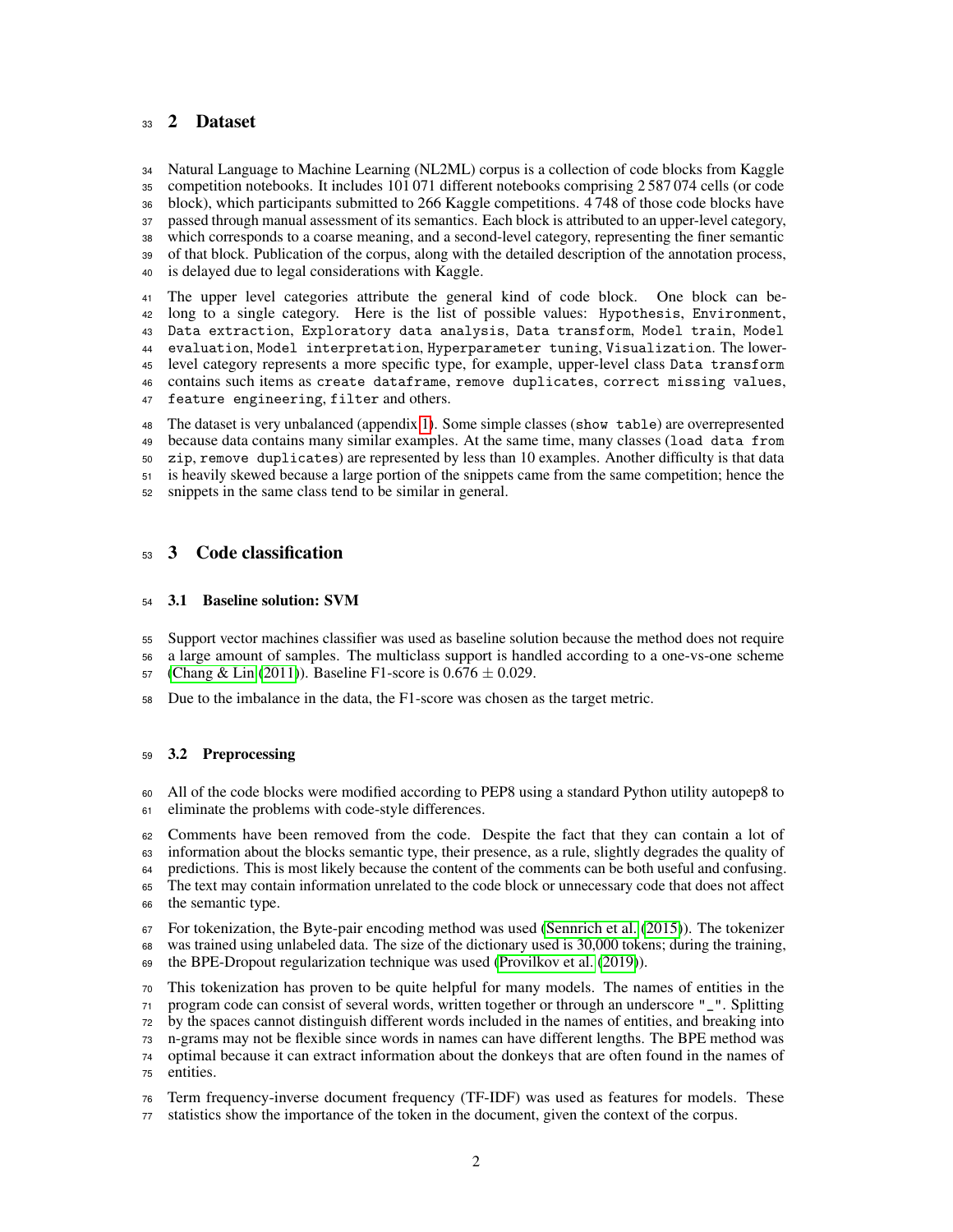## 2 Dataset

Natural Language to Machine Learning (NL2ML) corpus is a collection of code blocks from Kaggle competition notebooks. It includes 101 071 different notebooks comprising 2 587 074 cells (or code block), which participants submitted to 266 Kaggle competitions. 4 748 of those code blocks have passed through manual assessment of its semantics. Each block is attributed to an upper-level category, which corresponds to a coarse meaning, and a second-level category, representing the finer semantic of that block. Publication of the corpus, along with the detailed description of the annotation process, is delayed due to legal considerations with Kaggle.

The upper level categories attribute the general kind of code block. One block can belong to a single category. Here is the list of possible values: `Hypothesis`, `Environment`, `Data extraction`, `Exploratory data analysis`, `Data transform`, `Model train`, `Model evaluation`, `Model interpretation`, `Hyperparameter tuning`, `Visualization`. The lower-level category represents a more specific type, for example, upper-level class `Data transform` contains such items as `create dataframe`, `remove duplicates`, `correct missing values`, `feature engineering`, `filter` and others.

The dataset is very unbalanced (appendix 1). Some simple classes (`show table`) are overrepresented because data contains many similar examples. At the same time, many classes (`load data from zip`, `remove duplicates`) are represented by less than 10 examples. Another difficulty is that data is heavily skewed because a large portion of the snippets came from the same competition; hence the snippets in the same class tend to be similar in general.

## 3 Code classification

### 3.1 Baseline solution: SVM

Support vector machines classifier was used as baseline solution because the method does not require a large amount of samples. The multiclass support is handled according to a one-vs-one scheme (Chang & Lin (2011)). Baseline F1-score is $0.676 \pm 0.029$.

Due to the imbalance in the data, the F1-score was chosen as the target metric.

### 3.2 Preprocessing

All of the code blocks were modified according to PEP8 using a standard Python utility autopep8 to eliminate the problems with code-style differences.

Comments have been removed from the code. Despite the fact that they can contain a lot of information about the blocks semantic type, their presence, as a rule, slightly degrades the quality of predictions. This is most likely because the content of the comments can be both useful and confusing. The text may contain information unrelated to the code block or unnecessary code that does not affect the semantic type.

For tokenization, the Byte-pair encoding method was used (Sennrich et al. (2015)). The tokenizer was trained using unlabeled data. The size of the dictionary used is 30,000 tokens; during the training, the BPE-Dropout regularization technique was used (Provilkov et al. (2019)).

This tokenization has proven to be quite helpful for many models. The names of entities in the program code can consist of several words, written together or through an underscore "_". Splitting by the spaces cannot distinguish different words included in the names of entities, and breaking into n-grams may not be flexible since words in names can have different lengths. The BPE method was optimal because it can extract information about the donkeys that are often found in the names of entities.

Term frequency-inverse document frequency (TF-IDF) was used as features for models. These statistics show the importance of the token in the document, given the context of the corpus.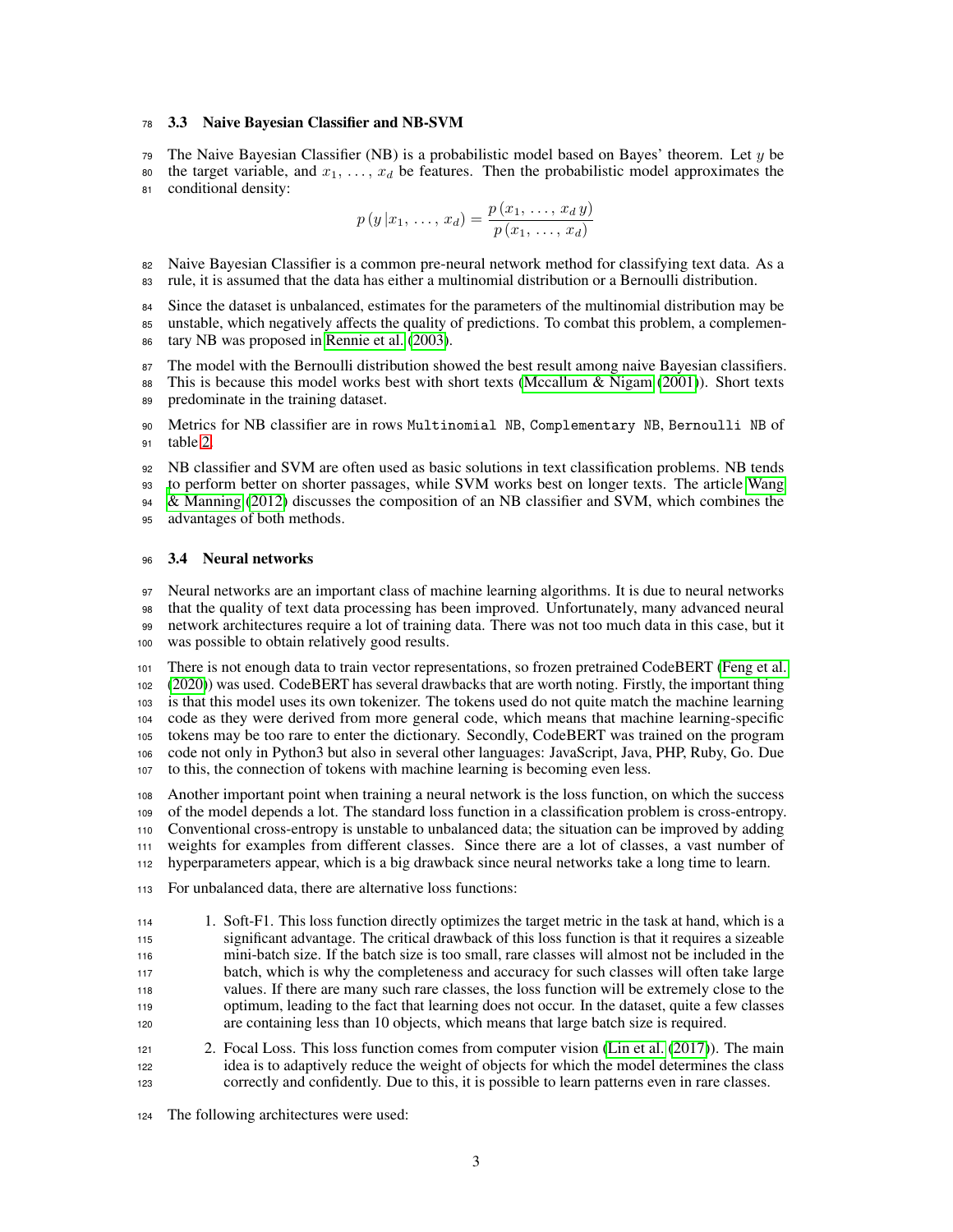### 3.3 Naive Bayesian Classifier and NB-SVM

The Naive Bayesian Classifier (NB) is a probabilistic model based on Bayes' theorem. Let $y$ be the target variable, and $x_1, \ldots, x_d$ be features. Then the probabilistic model approximates the conditional density:

$$p\left(y \mid x_1, \ldots, x_d\right) = \frac{p\left(x_1, \ldots, x_d\, y\right)}{p\left(x_1, \ldots, x_d\right)}$$

Naive Bayesian Classifier is a common pre-neural network method for classifying text data. As a rule, it is assumed that the data has either a multinomial distribution or a Bernoulli distribution.

Since the dataset is unbalanced, estimates for the parameters of the multinomial distribution may be unstable, which negatively affects the quality of predictions. To combat this problem, a complementary NB was proposed in Rennie et al. (2003).

The model with the Bernoulli distribution showed the best result among naive Bayesian classifiers. This is because this model works best with short texts (Mccallum & Nigam (2001)). Short texts predominate in the training dataset.

Metrics for NB classifier are in rows `Multinomial NB`, `Complementary NB`, `Bernoulli NB` of table 2.

NB classifier and SVM are often used as basic solutions in text classification problems. NB tends to perform better on shorter passages, while SVM works best on longer texts. The article Wang & Manning (2012) discusses the composition of an NB classifier and SVM, which combines the advantages of both methods.

### 3.4 Neural networks

Neural networks are an important class of machine learning algorithms. It is due to neural networks that the quality of text data processing has been improved. Unfortunately, many advanced neural network architectures require a lot of training data. There was not too much data in this case, but it was possible to obtain relatively good results.

There is not enough data to train vector representations, so frozen pretrained CodeBERT (Feng et al. (2020)) was used. CodeBERT has several drawbacks that are worth noting. Firstly, the important thing is that this model uses its own tokenizer. The tokens used do not quite match the machine learning code as they were derived from more general code, which means that machine learning-specific tokens may be too rare to enter the dictionary. Secondly, CodeBERT was trained on the program code not only in Python3 but also in several other languages: JavaScript, Java, PHP, Ruby, Go. Due to this, the connection of tokens with machine learning is becoming even less.

Another important point when training a neural network is the loss function, on which the success of the model depends a lot. The standard loss function in a classification problem is cross-entropy. Conventional cross-entropy is unstable to unbalanced data; the situation can be improved by adding weights for examples from different classes. Since there are a lot of classes, a vast number of hyperparameters appear, which is a big drawback since neural networks take a long time to learn.

For unbalanced data, there are alternative loss functions:

1. Soft-F1. This loss function directly optimizes the target metric in the task at hand, which is a significant advantage. The critical drawback of this loss function is that it requires a sizeable mini-batch size. If the batch size is too small, rare classes will almost not be included in the batch, which is why the completeness and accuracy for such classes will often take large values. If there are many such rare classes, the loss function will be extremely close to the optimum, leading to the fact that learning does not occur. In the dataset, quite a few classes are containing less than 10 objects, which means that large batch size is required.
2. Focal Loss. This loss function comes from computer vision (Lin et al. (2017)). The main idea is to adaptively reduce the weight of objects for which the model determines the class correctly and confidently. Due to this, it is possible to learn patterns even in rare classes.

The following architectures were used: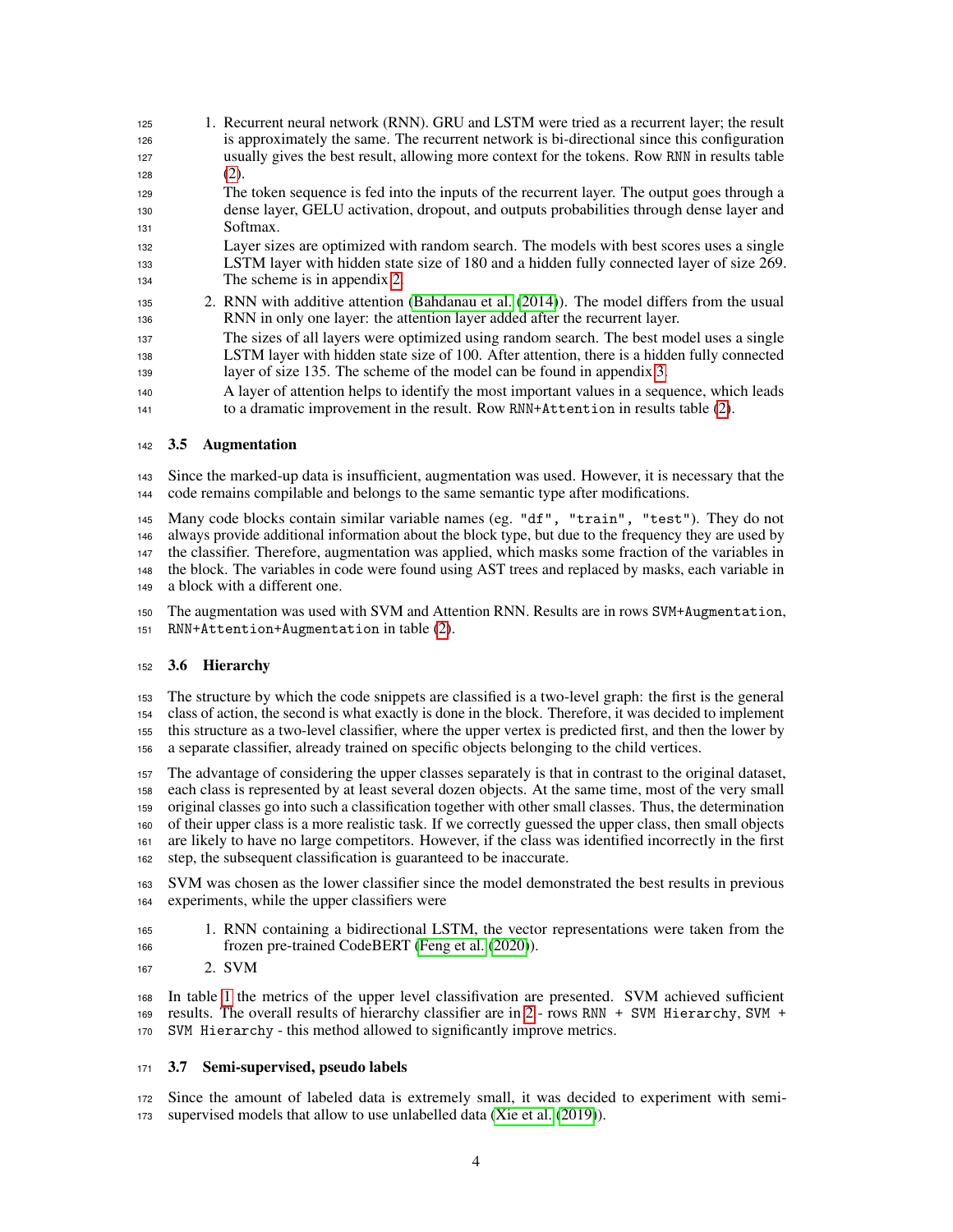1. Recurrent neural network (RNN). GRU and LSTM were tried as a recurrent layer; the result is approximately the same. The recurrent network is bi-directional since this configuration usually gives the best result, allowing more context for the tokens. Row `RNN` in results table (2).

   The token sequence is fed into the inputs of the recurrent layer. The output goes through a dense layer, GELU activation, dropout, and outputs probabilities through dense layer and Softmax.

   Layer sizes are optimized with random search. The models with best scores uses a single LSTM layer with hidden state size of 180 and a hidden fully connected layer of size 269. The scheme is in appendix 2.

2. RNN with additive attention (Bahdanau et al. (2014)). The model differs from the usual RNN in only one layer: the attention layer added after the recurrent layer.

   The sizes of all layers were optimized using random search. The best model uses a single LSTM layer with hidden state size of 100. After attention, there is a hidden fully connected layer of size 135. The scheme of the model can be found in appendix 3.

   A layer of attention helps to identify the most important values in a sequence, which leads to a dramatic improvement in the result. Row `RNN+Attention` in results table (2).

### 3.5 Augmentation

Since the marked-up data is insufficient, augmentation was used. However, it is necessary that the code remains compilable and belongs to the same semantic type after modifications.

Many code blocks contain similar variable names (eg. `"df", "train", "test"`). They do not always provide additional information about the block type, but due to the frequency they are used by the classifier. Therefore, augmentation was applied, which masks some fraction of the variables in the block. The variables in code were found using AST trees and replaced by masks, each variable in a block with a different one.

The augmentation was used with SVM and Attention RNN. Results are in rows `SVM+Augmentation`, `RNN+Attention+Augmentation` in table (2).

### 3.6 Hierarchy

The structure by which the code snippets are classified is a two-level graph: the first is the general class of action, the second is what exactly is done in the block. Therefore, it was decided to implement this structure as a two-level classifier, where the upper vertex is predicted first, and then the lower by a separate classifier, already trained on specific objects belonging to the child vertices.

The advantage of considering the upper classes separately is that in contrast to the original dataset, each class is represented by at least several dozen objects. At the same time, most of the very small original classes go into such a classification together with other small classes. Thus, the determination of their upper class is a more realistic task. If we correctly guessed the upper class, then small objects are likely to have no large competitors. However, if the class was identified incorrectly in the first step, the subsequent classification is guaranteed to be inaccurate.

SVM was chosen as the lower classifier since the model demonstrated the best results in previous experiments, while the upper classifiers were

1. RNN containing a bidirectional LSTM, the vector representations were taken from the frozen pre-trained CodeBERT (Feng et al. (2020)).
2. SVM

In table 1 the metrics of the upper level classifivation are presented. SVM achieved sufficient results. The overall results of hierarchy classifier are in 2 - rows `RNN + SVM Hierarchy`, `SVM + SVM Hierarchy` - this method allowed to significantly improve metrics.

### 3.7 Semi-supervised, pseudo labels

Since the amount of labeled data is extremely small, it was decided to experiment with semi-supervised models that allow to use unlabelled data (Xie et al. (2019)).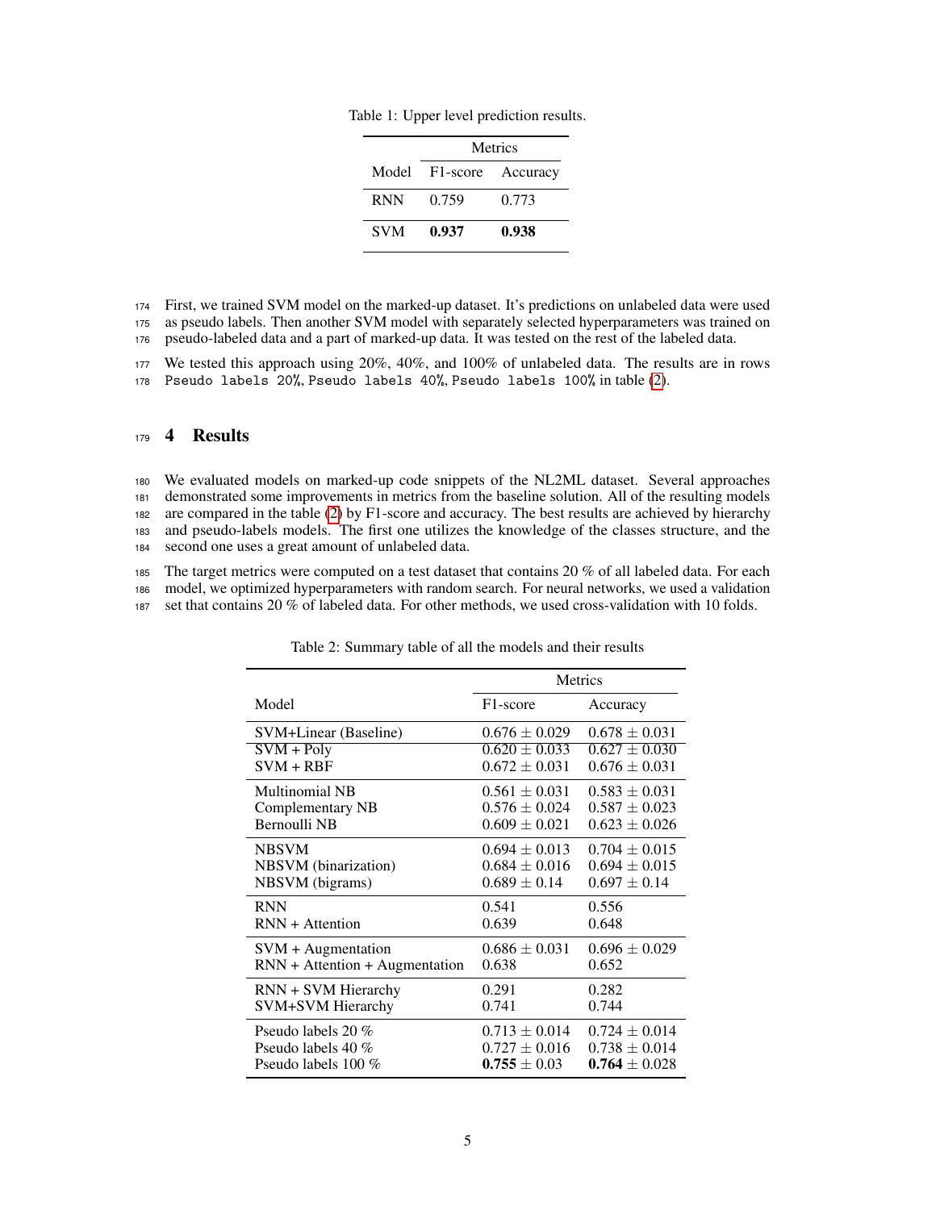Table 1: Upper level prediction results.

| Model | Metrics | |
|---|---|---|
| | F1-score | Accuracy |
| RNN | 0.759 | 0.773 |
| SVM | **0.937** | **0.938** |

First, we trained SVM model on the marked-up dataset. It's predictions on unlabeled data were used as pseudo labels. Then another SVM model with separately selected hyperparameters was trained on pseudo-labeled data and a part of marked-up data. It was tested on the rest of the labeled data.

We tested this approach using 20%, 40%, and 100% of unlabeled data. The results are in rows `Pseudo labels 20%`, `Pseudo labels 40%`, `Pseudo labels 100%` in table (2).

# 4 Results

We evaluated models on marked-up code snippets of the NL2ML dataset. Several approaches demonstrated some improvements in metrics from the baseline solution. All of the resulting models are compared in the table (2) by F1-score and accuracy. The best results are achieved by hierarchy and pseudo-labels models. The first one utilizes the knowledge of the classes structure, and the second one uses a great amount of unlabeled data.

The target metrics were computed on a test dataset that contains 20 % of all labeled data. For each model, we optimized hyperparameters with random search. For neural networks, we used a validation set that contains 20 % of labeled data. For other methods, we used cross-validation with 10 folds.

Table 2: Summary table of all the models and their results

| Model | Metrics | |
|---|---|---|
| | F1-score | Accuracy |
| SVM+Linear (Baseline) | $0.676 \pm 0.029$ | $0.678 \pm 0.031$ |
| SVM + Poly | $0.620 \pm 0.033$ | $0.627 \pm 0.030$ |
| SVM + RBF | $0.672 \pm 0.031$ | $0.676 \pm 0.031$ |
| Multinomial NB | $0.561 \pm 0.031$ | $0.583 \pm 0.031$ |
| Complementary NB | $0.576 \pm 0.024$ | $0.587 \pm 0.023$ |
| Bernoulli NB | $0.609 \pm 0.021$ | $0.623 \pm 0.026$ |
| NBSVM | $0.694 \pm 0.013$ | $0.704 \pm 0.015$ |
| NBSVM (binarization) | $0.684 \pm 0.016$ | $0.694 \pm 0.015$ |
| NBSVM (bigrams) | $0.689 \pm 0.14$ | $0.697 \pm 0.14$ |
| RNN | 0.541 | 0.556 |
| RNN + Attention | 0.639 | 0.648 |
| SVM + Augmentation | $0.686 \pm 0.031$ | $0.696 \pm 0.029$ |
| RNN + Attention + Augmentation | 0.638 | 0.652 |
| RNN + SVM Hierarchy | 0.291 | 0.282 |
| SVM+SVM Hierarchy | 0.741 | 0.744 |
| Pseudo labels 20 % | $0.713 \pm 0.014$ | $0.724 \pm 0.014$ |
| Pseudo labels 40 % | $0.727 \pm 0.016$ | $0.738 \pm 0.014$ |
| Pseudo labels 100 % | $\mathbf{0.755} \pm 0.03$ | $\mathbf{0.764} \pm 0.028$ |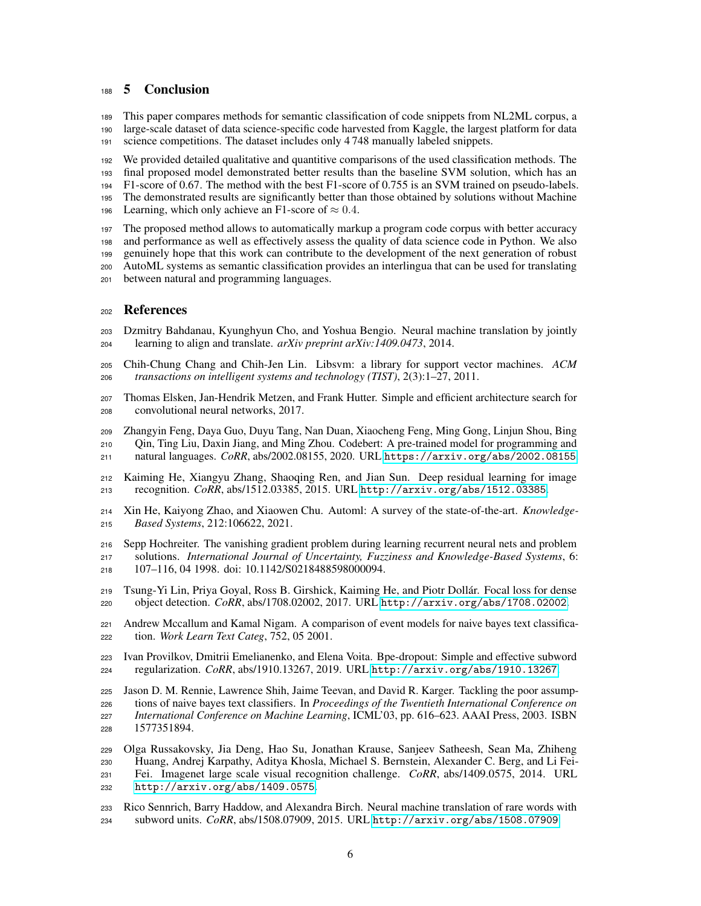## 5 Conclusion

This paper compares methods for semantic classification of code snippets from NL2ML corpus, a large-scale dataset of data science-specific code harvested from Kaggle, the largest platform for data science competitions. The dataset includes only 4 748 manually labeled snippets.

We provided detailed qualitative and quantitive comparisons of the used classification methods. The final proposed model demonstrated better results than the baseline SVM solution, which has an F1-score of 0.67. The method with the best F1-score of 0.755 is an SVM trained on pseudo-labels. The demonstrated results are significantly better than those obtained by solutions without Machine Learning, which only achieve an F1-score of $\approx 0.4$.

The proposed method allows to automatically markup a program code corpus with better accuracy and performance as well as effectively assess the quality of data science code in Python. We also genuinely hope that this work can contribute to the development of the next generation of robust AutoML systems as semantic classification provides an interlingua that can be used for translating between natural and programming languages.

## References

Dzmitry Bahdanau, Kyunghyun Cho, and Yoshua Bengio. Neural machine translation by jointly learning to align and translate. *arXiv preprint arXiv:1409.0473*, 2014.

Chih-Chung Chang and Chih-Jen Lin. Libsvm: a library for support vector machines. *ACM transactions on intelligent systems and technology (TIST)*, 2(3):1–27, 2011.

Thomas Elsken, Jan-Hendrik Metzen, and Frank Hutter. Simple and efficient architecture search for convolutional neural networks, 2017.

Zhangyin Feng, Daya Guo, Duyu Tang, Nan Duan, Xiaocheng Feng, Ming Gong, Linjun Shou, Bing Qin, Ting Liu, Daxin Jiang, and Ming Zhou. Codebert: A pre-trained model for programming and natural languages. *CoRR*, abs/2002.08155, 2020. URL https://arxiv.org/abs/2002.08155.

Kaiming He, Xiangyu Zhang, Shaoqing Ren, and Jian Sun. Deep residual learning for image recognition. *CoRR*, abs/1512.03385, 2015. URL http://arxiv.org/abs/1512.03385.

Xin He, Kaiyong Zhao, and Xiaowen Chu. Automl: A survey of the state-of-the-art. *Knowledge-Based Systems*, 212:106622, 2021.

Sepp Hochreiter. The vanishing gradient problem during learning recurrent neural nets and problem solutions. *International Journal of Uncertainty, Fuzziness and Knowledge-Based Systems*, 6: 107–116, 04 1998. doi: 10.1142/S0218488598000094.

Tsung-Yi Lin, Priya Goyal, Ross B. Girshick, Kaiming He, and Piotr Dollár. Focal loss for dense object detection. *CoRR*, abs/1708.02002, 2017. URL http://arxiv.org/abs/1708.02002.

Andrew Mccallum and Kamal Nigam. A comparison of event models for naive bayes text classification. *Work Learn Text Categ*, 752, 05 2001.

Ivan Provilkov, Dmitrii Emelianenko, and Elena Voita. Bpe-dropout: Simple and effective subword regularization. *CoRR*, abs/1910.13267, 2019. URL http://arxiv.org/abs/1910.13267.

Jason D. M. Rennie, Lawrence Shih, Jaime Teevan, and David R. Karger. Tackling the poor assumptions of naive bayes text classifiers. In *Proceedings of the Twentieth International Conference on International Conference on Machine Learning*, ICML'03, pp. 616–623. AAAI Press, 2003. ISBN 1577351894.

Olga Russakovsky, Jia Deng, Hao Su, Jonathan Krause, Sanjeev Satheesh, Sean Ma, Zhiheng Huang, Andrej Karpathy, Aditya Khosla, Michael S. Bernstein, Alexander C. Berg, and Li Fei-Fei. Imagenet large scale visual recognition challenge. *CoRR*, abs/1409.0575, 2014. URL http://arxiv.org/abs/1409.0575.

Rico Sennrich, Barry Haddow, and Alexandra Birch. Neural machine translation of rare words with subword units. *CoRR*, abs/1508.07909, 2015. URL http://arxiv.org/abs/1508.07909.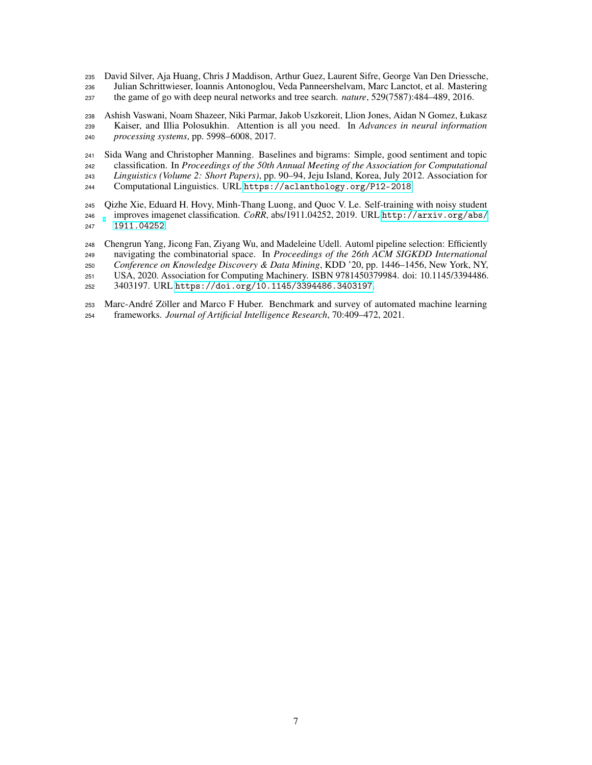David Silver, Aja Huang, Chris J Maddison, Arthur Guez, Laurent Sifre, George Van Den Driessche, Julian Schrittwieser, Ioannis Antonoglou, Veda Panneershelvam, Marc Lanctot, et al. Mastering the game of go with deep neural networks and tree search. *nature*, 529(7587):484–489, 2016.

Ashish Vaswani, Noam Shazeer, Niki Parmar, Jakob Uszkoreit, Llion Jones, Aidan N Gomez, Łukasz Kaiser, and Illia Polosukhin. Attention is all you need. In *Advances in neural information processing systems*, pp. 5998–6008, 2017.

Sida Wang and Christopher Manning. Baselines and bigrams: Simple, good sentiment and topic classification. In *Proceedings of the 50th Annual Meeting of the Association for Computational Linguistics (Volume 2: Short Papers)*, pp. 90–94, Jeju Island, Korea, July 2012. Association for Computational Linguistics. URL `https://aclanthology.org/P12-2018`.

Qizhe Xie, Eduard H. Hovy, Minh-Thang Luong, and Quoc V. Le. Self-training with noisy student improves imagenet classification. *CoRR*, abs/1911.04252, 2019. URL `http://arxiv.org/abs/1911.04252`.

Chengrun Yang, Jicong Fan, Ziyang Wu, and Madeleine Udell. Automl pipeline selection: Efficiently navigating the combinatorial space. In *Proceedings of the 26th ACM SIGKDD International Conference on Knowledge Discovery & Data Mining*, KDD '20, pp. 1446–1456, New York, NY, USA, 2020. Association for Computing Machinery. ISBN 9781450379984. doi: 10.1145/3394486.3403197. URL `https://doi.org/10.1145/3394486.3403197`.

Marc-André Zöller and Marco F Huber. Benchmark and survey of automated machine learning frameworks. *Journal of Artificial Intelligence Research*, 70:409–472, 2021.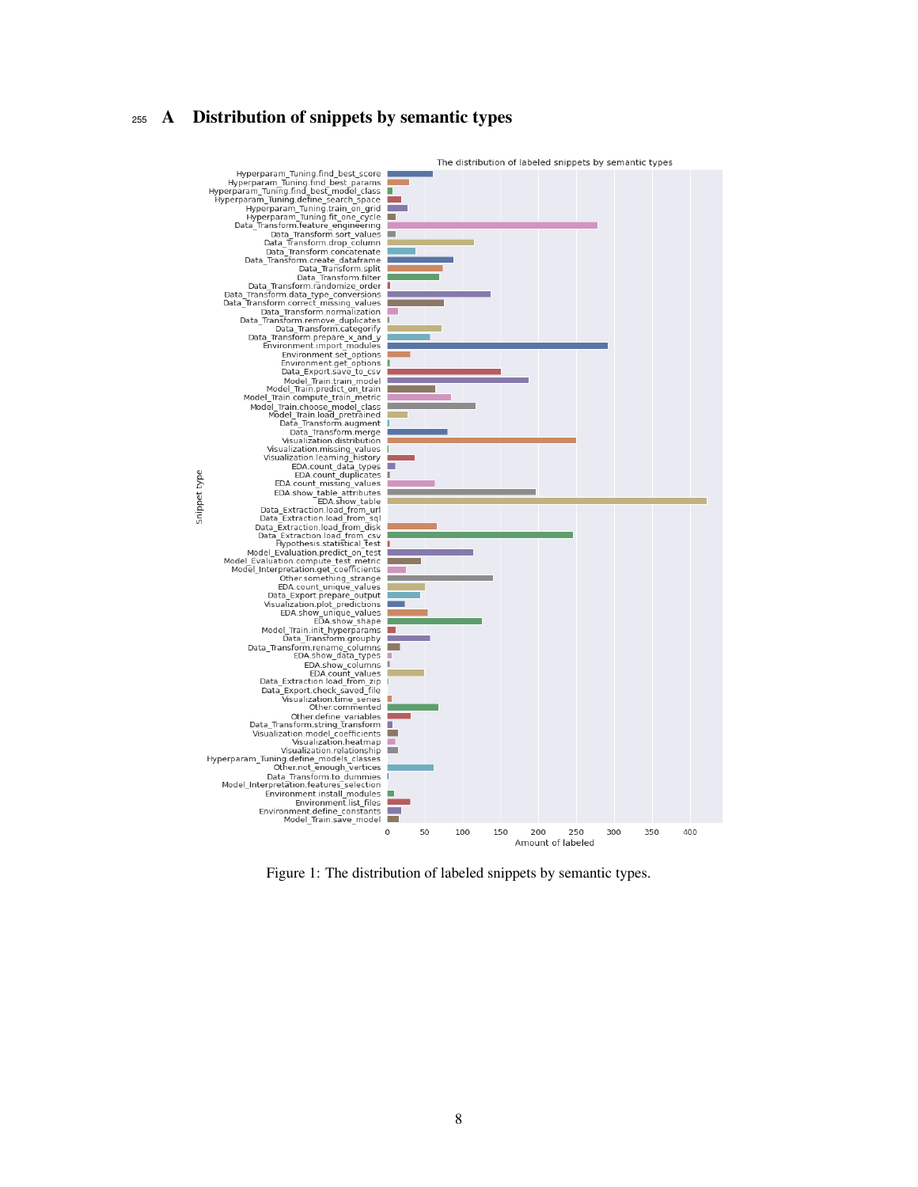# A Distribution of snippets by semantic types

Figure 1: The distribution of labeled snippets by semantic types.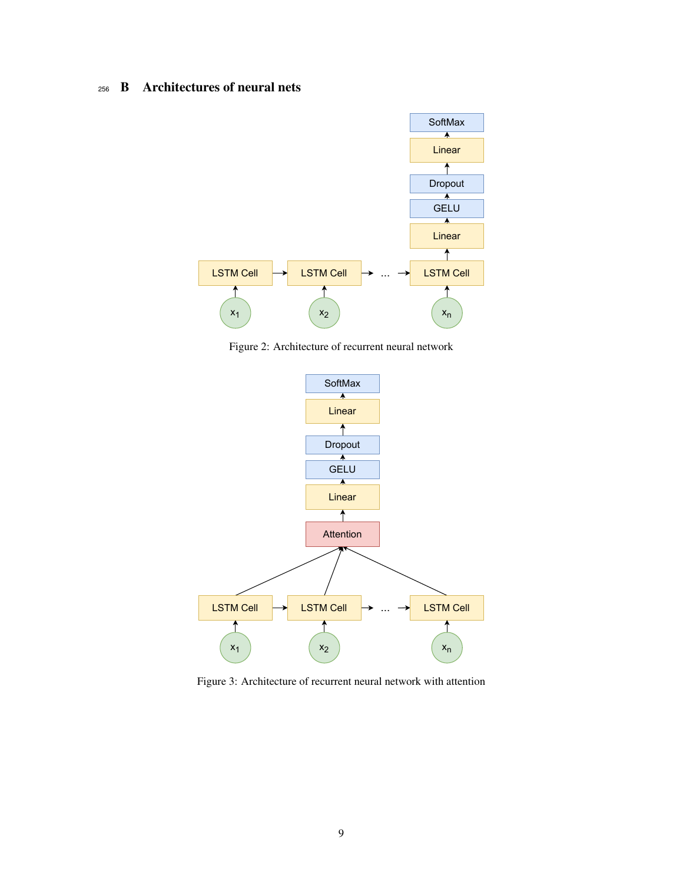## B Architectures of neural nets

Figure 2: Architecture of recurrent neural network

Figure 3: Architecture of recurrent neural network with attention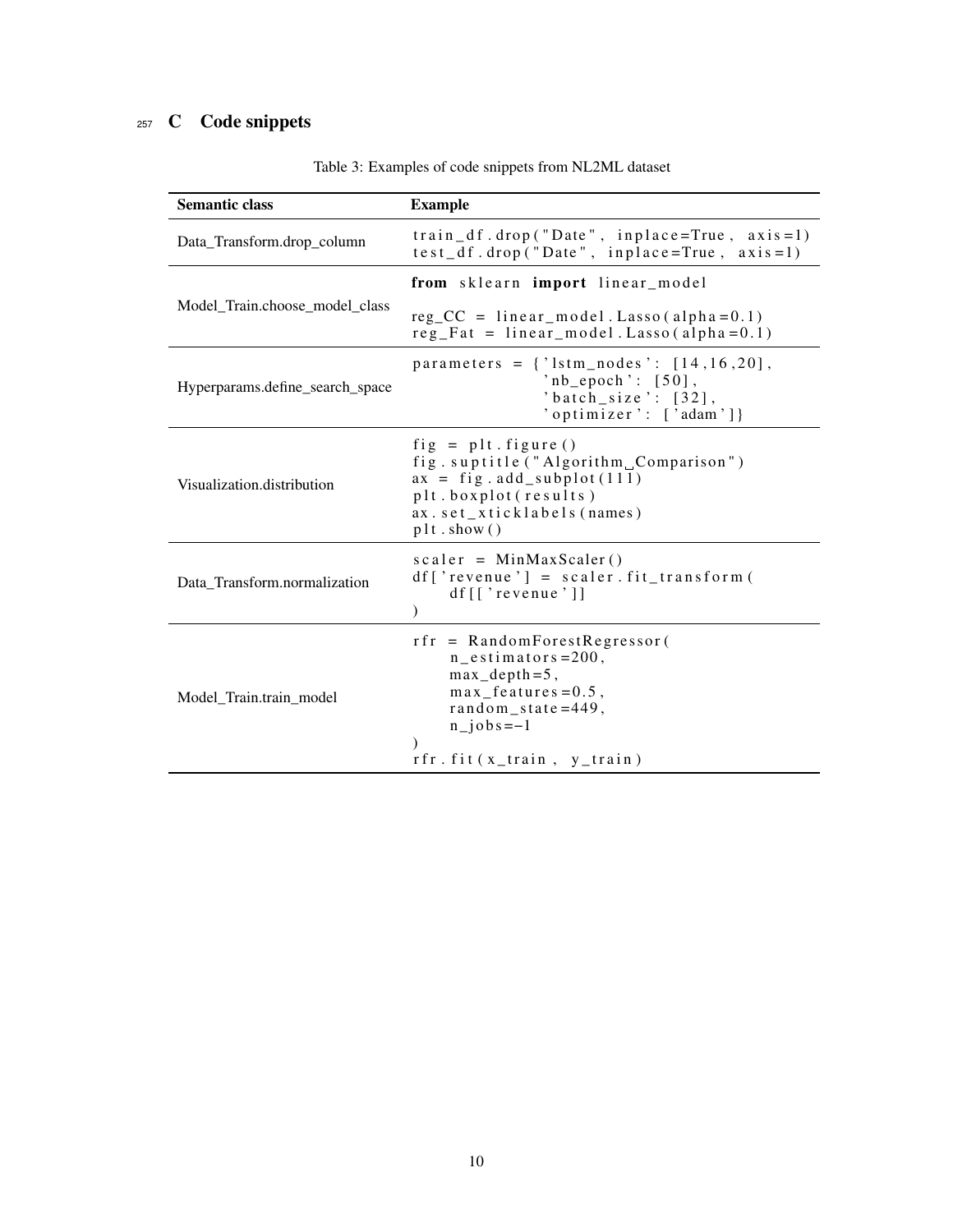# C Code snippets

Table 3: Examples of code snippets from NL2ML dataset

| Semantic class | Example |
|---|---|
| Data_Transform.drop_column | `train_df.drop("Date", inplace=True, axis=1)`<br>`test_df.drop("Date", inplace=True, axis=1)` |
| Model_Train.choose_model_class | `from sklearn import linear_model`<br><br>`reg_CC = linear_model.Lasso(alpha=0.1)`<br>`reg_Fat = linear_model.Lasso(alpha=0.1)` |
| Hyperparams.define_search_space | `parameters = {'lstm_nodes': [14,16,20],`<br>`'nb_epoch': [50],`<br>`'batch_size': [32],`<br>`'optimizer': ['adam']}` |
| Visualization.distribution | `fig = plt.figure()`<br>`fig.suptitle("Algorithm Comparison")`<br>`ax = fig.add_subplot(111)`<br>`plt.boxplot(results)`<br>`ax.set_xticklabels(names)`<br>`plt.show()` |
| Data_Transform.normalization | `scaler = MinMaxScaler()`<br>`df['revenue'] = scaler.fit_transform(`<br>`df[['revenue']]`<br>`)` |
| Model_Train.train_model | `rfr = RandomForestRegressor(`<br>`n_estimators=200,`<br>`max_depth=5,`<br>`max_features=0.5,`<br>`random_state=449,`<br>`n_jobs=-1`<br>`)`<br>`rfr.fit(x_train, y_train)` |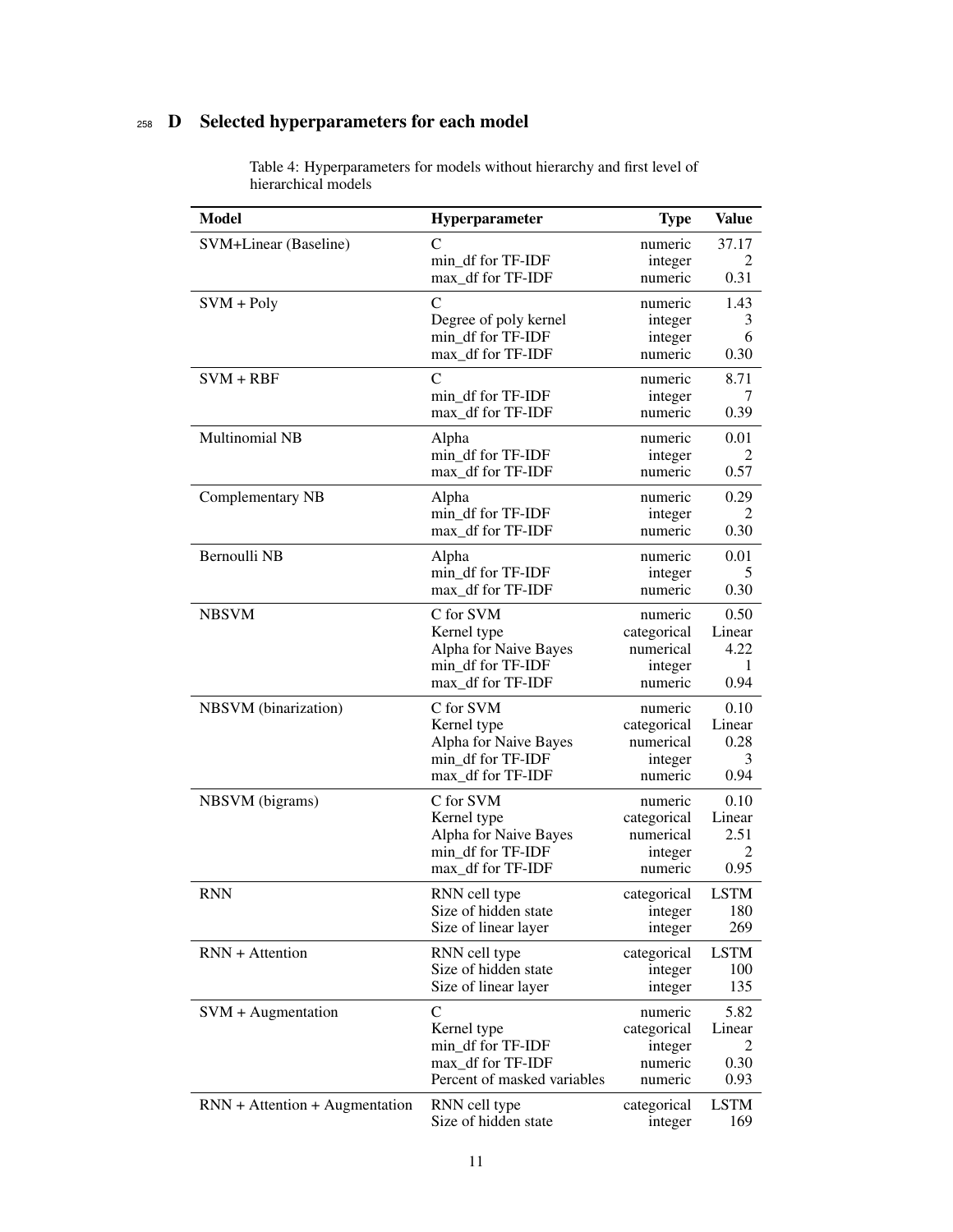## D Selected hyperparameters for each model

Table 4: Hyperparameters for models without hierarchy and first level of hierarchical models

| Model | Hyperparameter | Type | Value |
|---|---|---|---|
| SVM+Linear (Baseline) | C | numeric | 37.17 |
| | min_df for TF-IDF | integer | 2 |
| | max_df for TF-IDF | numeric | 0.31 |
| SVM + Poly | C | numeric | 1.43 |
| | Degree of poly kernel | integer | 3 |
| | min_df for TF-IDF | integer | 6 |
| | max_df for TF-IDF | numeric | 0.30 |
| SVM + RBF | C | numeric | 8.71 |
| | min_df for TF-IDF | integer | 7 |
| | max_df for TF-IDF | numeric | 0.39 |
| Multinomial NB | Alpha | numeric | 0.01 |
| | min_df for TF-IDF | integer | 2 |
| | max_df for TF-IDF | numeric | 0.57 |
| Complementary NB | Alpha | numeric | 0.29 |
| | min_df for TF-IDF | integer | 2 |
| | max_df for TF-IDF | numeric | 0.30 |
| Bernoulli NB | Alpha | numeric | 0.01 |
| | min_df for TF-IDF | integer | 5 |
| | max_df for TF-IDF | numeric | 0.30 |
| NBSVM | C for SVM | numeric | 0.50 |
| | Kernel type | categorical | Linear |
| | Alpha for Naive Bayes | numerical | 4.22 |
| | min_df for TF-IDF | integer | 1 |
| | max_df for TF-IDF | numeric | 0.94 |
| NBSVM (binarization) | C for SVM | numeric | 0.10 |
| | Kernel type | categorical | Linear |
| | Alpha for Naive Bayes | numerical | 0.28 |
| | min_df for TF-IDF | integer | 3 |
| | max_df for TF-IDF | numeric | 0.94 |
| NBSVM (bigrams) | C for SVM | numeric | 0.10 |
| | Kernel type | categorical | Linear |
| | Alpha for Naive Bayes | numerical | 2.51 |
| | min_df for TF-IDF | integer | 2 |
| | max_df for TF-IDF | numeric | 0.95 |
| RNN | RNN cell type | categorical | LSTM |
| | Size of hidden state | integer | 180 |
| | Size of linear layer | integer | 269 |
| RNN + Attention | RNN cell type | categorical | LSTM |
| | Size of hidden state | integer | 100 |
| | Size of linear layer | integer | 135 |
| SVM + Augmentation | C | numeric | 5.82 |
| | Kernel type | categorical | Linear |
| | min_df for TF-IDF | integer | 2 |
| | max_df for TF-IDF | numeric | 0.30 |
| | Percent of masked variables | numeric | 0.93 |
| RNN + Attention + Augmentation | RNN cell type | categorical | LSTM |
| | Size of hidden state | integer | 169 |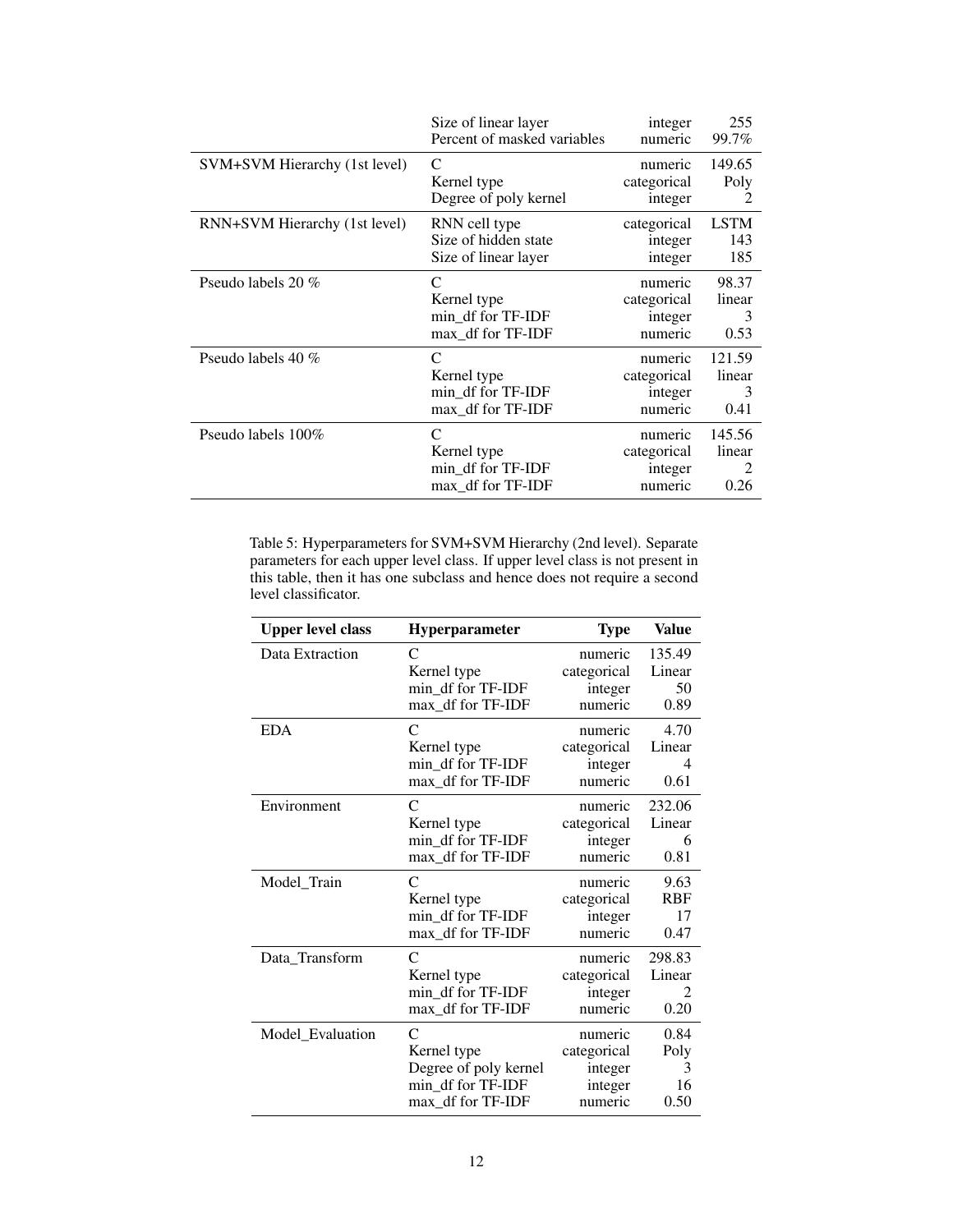| | | | |
|---|---|---|---|
| | Size of linear layer | integer | 255 |
| | Percent of masked variables | numeric | 99.7% |
| SVM+SVM Hierarchy (1st level) | C | numeric | 149.65 |
| | Kernel type | categorical | Poly |
| | Degree of poly kernel | integer | 2 |
| RNN+SVM Hierarchy (1st level) | RNN cell type | categorical | LSTM |
| | Size of hidden state | integer | 143 |
| | Size of linear layer | integer | 185 |
| Pseudo labels 20 % | C | numeric | 98.37 |
| | Kernel type | categorical | linear |
| | min_df for TF-IDF | integer | 3 |
| | max_df for TF-IDF | numeric | 0.53 |
| Pseudo labels 40 % | C | numeric | 121.59 |
| | Kernel type | categorical | linear |
| | min_df for TF-IDF | integer | 3 |
| | max_df for TF-IDF | numeric | 0.41 |
| Pseudo labels 100% | C | numeric | 145.56 |
| | Kernel type | categorical | linear |
| | min_df for TF-IDF | integer | 2 |
| | max_df for TF-IDF | numeric | 0.26 |

Table 5: Hyperparameters for SVM+SVM Hierarchy (2nd level). Separate parameters for each upper level class. If upper level class is not present in this table, then it has one subclass and hence does not require a second level classificator.

| **Upper level class** | **Hyperparameter** | **Type** | **Value** |
|---|---|---|---|
| Data Extraction | C | numeric | 135.49 |
| | Kernel type | categorical | Linear |
| | min_df for TF-IDF | integer | 50 |
| | max_df for TF-IDF | numeric | 0.89 |
| EDA | C | numeric | 4.70 |
| | Kernel type | categorical | Linear |
| | min_df for TF-IDF | integer | 4 |
| | max_df for TF-IDF | numeric | 0.61 |
| Environment | C | numeric | 232.06 |
| | Kernel type | categorical | Linear |
| | min_df for TF-IDF | integer | 6 |
| | max_df for TF-IDF | numeric | 0.81 |
| Model_Train | C | numeric | 9.63 |
| | Kernel type | categorical | RBF |
| | min_df for TF-IDF | integer | 17 |
| | max_df for TF-IDF | numeric | 0.47 |
| Data_Transform | C | numeric | 298.83 |
| | Kernel type | categorical | Linear |
| | min_df for TF-IDF | integer | 2 |
| | max_df for TF-IDF | numeric | 0.20 |
| Model_Evaluation | C | numeric | 0.84 |
| | Kernel type | categorical | Poly |
| | Degree of poly kernel | integer | 3 |
| | min_df for TF-IDF | integer | 16 |
| | max_df for TF-IDF | numeric | 0.50 |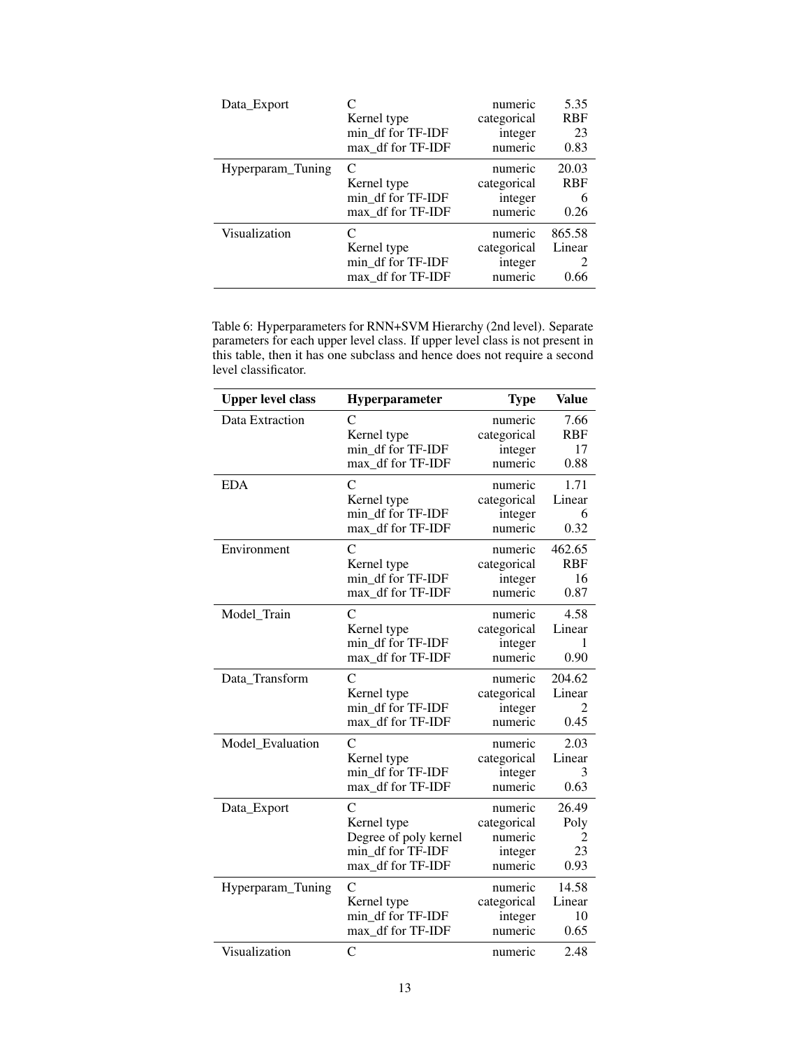| Upper level class | Hyperparameter | Type | Value |
|---|---|---|---|
| Data_Export | C | numeric | 5.35 |
| | Kernel type | categorical | RBF |
| | min_df for TF-IDF | integer | 23 |
| | max_df for TF-IDF | numeric | 0.83 |
| Hyperparam_Tuning | C | numeric | 20.03 |
| | Kernel type | categorical | RBF |
| | min_df for TF-IDF | integer | 6 |
| | max_df for TF-IDF | numeric | 0.26 |
| Visualization | C | numeric | 865.58 |
| | Kernel type | categorical | Linear |
| | min_df for TF-IDF | integer | 2 |
| | max_df for TF-IDF | numeric | 0.66 |

Table 6: Hyperparameters for RNN+SVM Hierarchy (2nd level). Separate parameters for each upper level class. If upper level class is not present in this table, then it has one subclass and hence does not require a second level classificator.

| Upper level class | Hyperparameter | Type | Value |
|---|---|---|---|
| Data Extraction | C | numeric | 7.66 |
| | Kernel type | categorical | RBF |
| | min_df for TF-IDF | integer | 17 |
| | max_df for TF-IDF | numeric | 0.88 |
| EDA | C | numeric | 1.71 |
| | Kernel type | categorical | Linear |
| | min_df for TF-IDF | integer | 6 |
| | max_df for TF-IDF | numeric | 0.32 |
| Environment | C | numeric | 462.65 |
| | Kernel type | categorical | RBF |
| | min_df for TF-IDF | integer | 16 |
| | max_df for TF-IDF | numeric | 0.87 |
| Model_Train | C | numeric | 4.58 |
| | Kernel type | categorical | Linear |
| | min_df for TF-IDF | integer | 1 |
| | max_df for TF-IDF | numeric | 0.90 |
| Data_Transform | C | numeric | 204.62 |
| | Kernel type | categorical | Linear |
| | min_df for TF-IDF | integer | 2 |
| | max_df for TF-IDF | numeric | 0.45 |
| Model_Evaluation | C | numeric | 2.03 |
| | Kernel type | categorical | Linear |
| | min_df for TF-IDF | integer | 3 |
| | max_df for TF-IDF | numeric | 0.63 |
| Data_Export | C | numeric | 26.49 |
| | Kernel type | categorical | Poly |
| | Degree of poly kernel | numeric | 2 |
| | min_df for TF-IDF | integer | 23 |
| | max_df for TF-IDF | numeric | 0.93 |
| Hyperparam_Tuning | C | numeric | 14.58 |
| | Kernel type | categorical | Linear |
| | min_df for TF-IDF | integer | 10 |
| | max_df for TF-IDF | numeric | 0.65 |
| Visualization | C | numeric | 2.48 |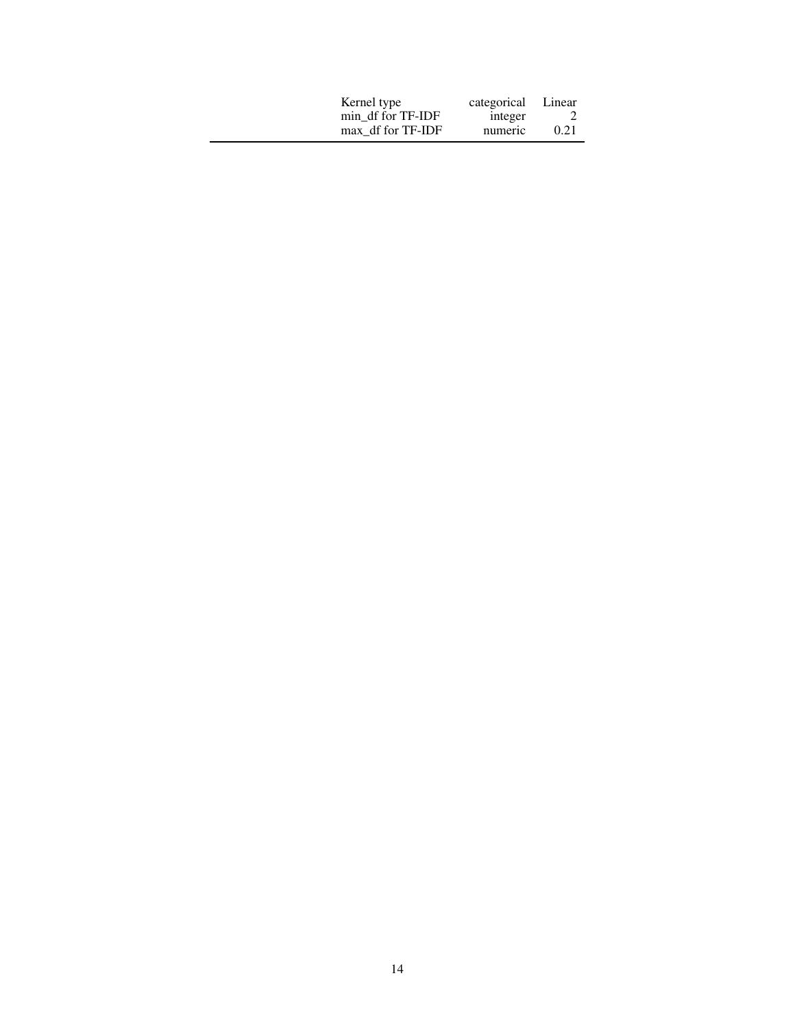| | | |
|---|---|---|
| Kernel type | categorical | Linear |
| min_df for TF-IDF | integer | 2 |
| max_df for TF-IDF | numeric | 0.21 |